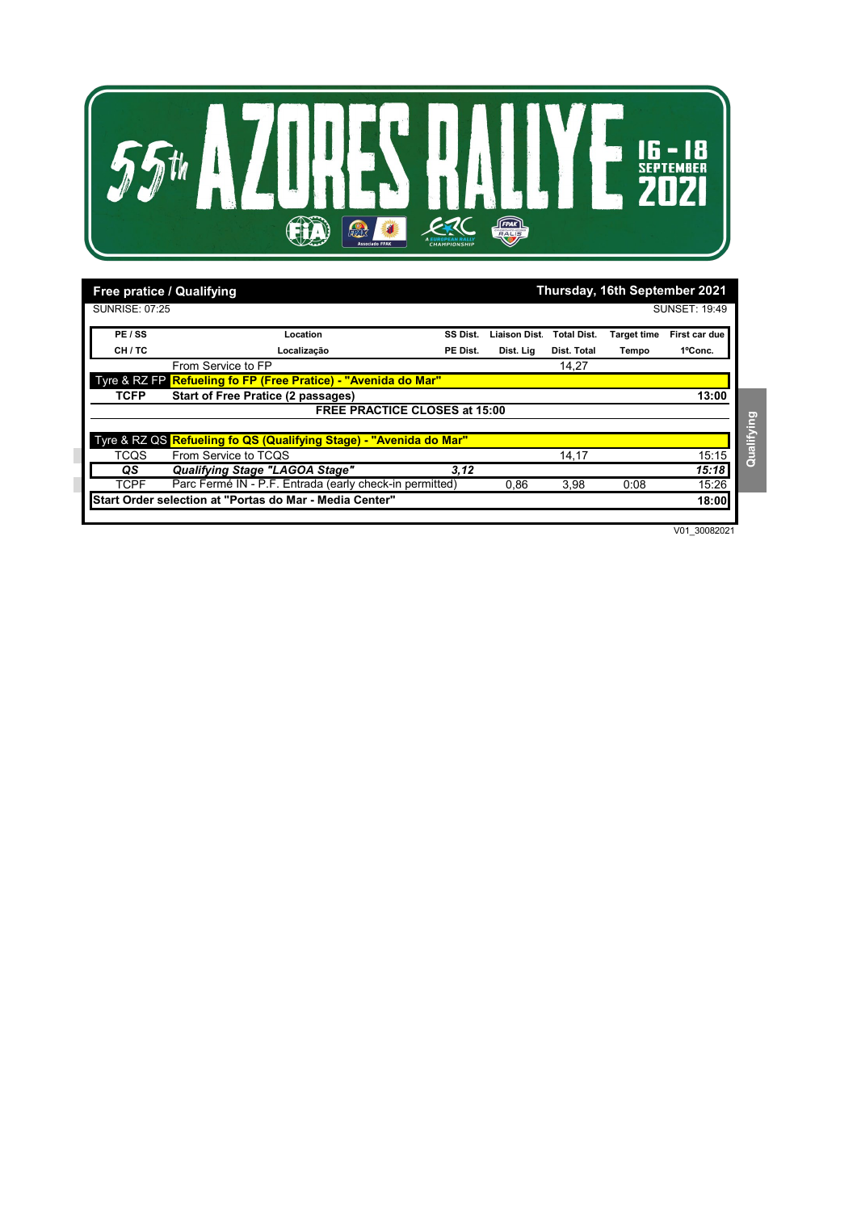# 55th AZORES RALLYE

16 - 18 SEPTEMBER 2021

## Free pratice / Qualifying — Thursday, 16th September 2021

SUNRISE: 07:25 | SUNSET: 19:49

| PE / SS | Location | SS Dist. | Liaison Dist. | Total Dist. | Target time | First car due |
|---|---|---|---|---|---|---|
| CH / TC | Localização | PE Dist. | Dist. Lig | Dist. Total | Tempo | 1ºConc. |
| | From Service to FP | | | 14,27 | | |
| Tyre & RZ FP | **Refueling fo FP (Free Pratice) - "Avenida do Mar"** | | | | | |
| **TCFP** | **Start of Free Pratice (2 passages)** | | | | | **13:00** |
| | **FREE PRACTICE CLOSES at 15:00** | | | | | |
| Tyre & RZ QS | **Refueling fo QS (Qualifying Stage) - "Avenida do Mar"** | | | | | |
| TCQS | From Service to TCQS | | | 14,17 | | 15:15 |
| ***QS*** | ***Qualifying Stage "LAGOA Stage"*** | ***3,12*** | | | | ***15:18*** |
| TCPF | Parc Fermé IN - P.F. Entrada (early check-in permitted) | | 0,86 | 3,98 | 0:08 | 15:26 |
| **Start Order selection at "Portas do Mar - Media Center"** | | | | | | **18:00** |

Qualifying

V01_30082021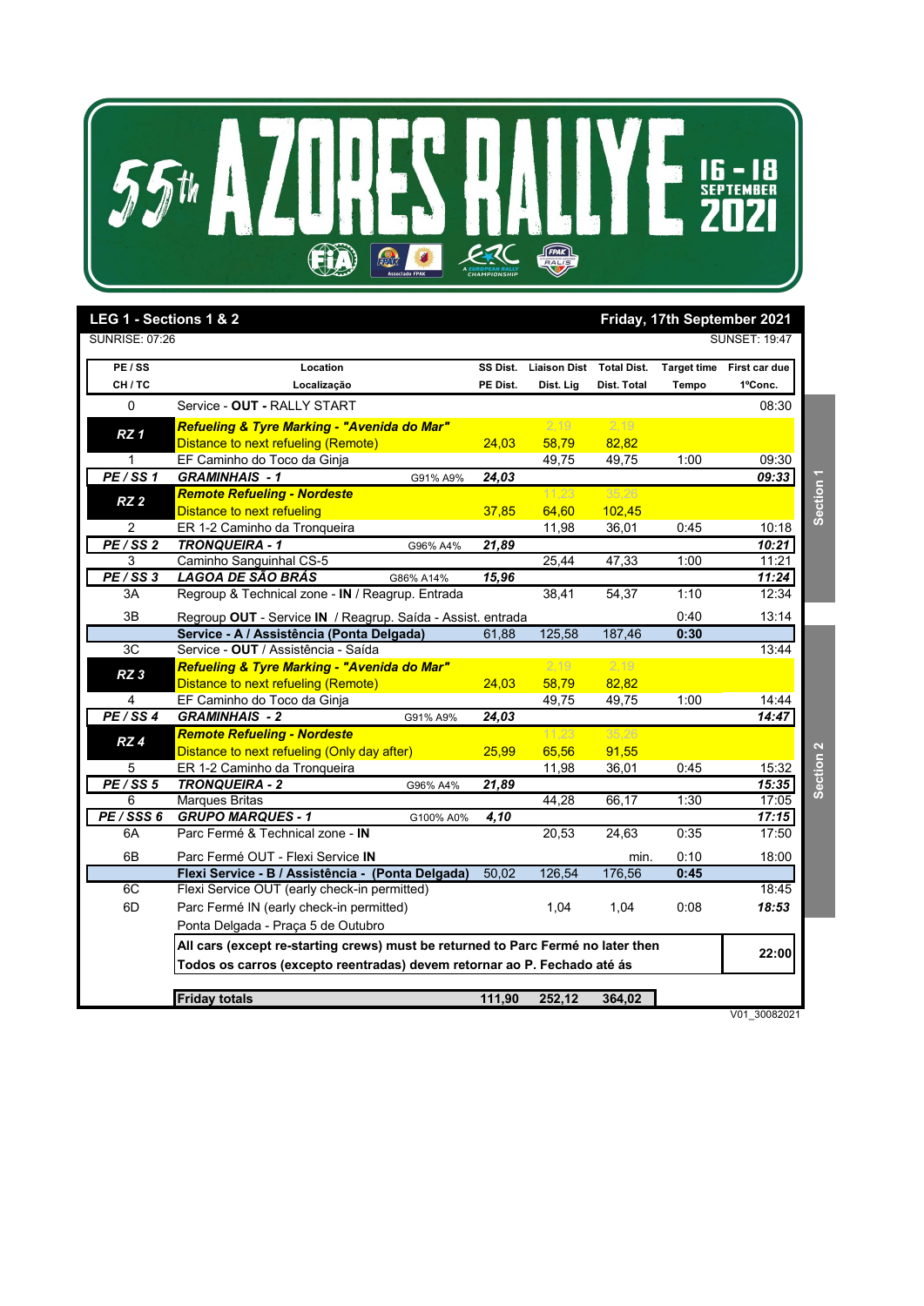# 55th AZORES RALLYE

16 - 18 SEPTEMBER 2021

## LEG 1 - Sections 1 & 2

**Friday, 17th September 2021**

SUNRISE: 07:26 | SUNSET: 19:47

| PE / SS<br>CH / TC | Location<br>Localização | SS Dist.<br>PE Dist. | Liaison Dist<br>Dist. Lig | Total Dist.<br>Dist. Total | Target time<br>Tempo | First car due<br>1ºConc. |
|---|---|---|---|---|---|---|
| 0 | Service - **OUT** - RALLY START | | | | | 08:30 |
| **RZ 1** | ***Refueling & Tyre Marking - "Avenida do Mar"*** | | 2,19 | 2,19 | | |
| | Distance to next refueling (Remote) | 24,03 | 58,79 | 82,82 | | |
| 1 | EF Caminho do Toco da Ginja | | 49,75 | 49,75 | 1:00 | 09:30 |
| ***PE / SS 1*** | ***GRAMINHAIS - 1*** G91% A9% | ***24,03*** | | | | ***09:33*** |
| **RZ 2** | ***Remote Refueling - Nordeste*** | | 11,23 | 35,26 | | |
| | Distance to next refueling | 37,85 | 64,60 | 102,45 | | |
| 2 | ER 1-2 Caminho da Tronqueira | | 11,98 | 36,01 | 0:45 | 10:18 |
| ***PE / SS 2*** | ***TRONQUEIRA - 1*** G96% A4% | ***21,89*** | | | | ***10:21*** |
| 3 | Caminho Sanguinhal CS-5 | | 25,44 | 47,33 | 1:00 | 11:21 |
| ***PE / SS 3*** | ***LAGOA DE SÃO BRÁS*** G86% A14% | ***15,96*** | | | | ***11:24*** |
| 3A | Regroup & Technical zone - **IN** / Reagrup. Entrada | | 38,41 | 54,37 | 1:10 | 12:34 |
| 3B | Regroup **OUT** - Service **IN** / Reagrup. Saída - Assist. entrada | | | | 0:40 | 13:14 |
| | **Service - A / Assistência (Ponta Delgada)** | 61,88 | 125,58 | 187,46 | **0:30** | |
| 3C | Service - **OUT** / Assistência - Saída | | | | | 13:44 |
| **RZ 3** | ***Refueling & Tyre Marking - "Avenida do Mar"*** | | 2,19 | 2,19 | | |
| | Distance to next refueling (Remote) | 24,03 | 58,79 | 82,82 | | |
| 4 | EF Caminho do Toco da Ginja | | 49,75 | 49,75 | 1:00 | 14:44 |
| ***PE / SS 4*** | ***GRAMINHAIS - 2*** G91% A9% | ***24,03*** | | | | ***14:47*** |
| **RZ 4** | ***Remote Refueling - Nordeste*** | | 11,23 | 35,26 | | |
| | Distance to next refueling (Only day after) | 25,99 | 65,56 | 91,55 | | |
| 5 | ER 1-2 Caminho da Tronqueira | | 11,98 | 36,01 | 0:45 | 15:32 |
| ***PE / SS 5*** | ***TRONQUEIRA - 2*** G96% A4% | ***21,89*** | | | | ***15:35*** |
| 6 | Marques Britas | | 44,28 | 66,17 | 1:30 | 17:05 |
| ***PE / SSS 6*** | ***GRUPO MARQUES - 1*** G100% A0% | ***4,10*** | | | | ***17:15*** |
| 6A | Parc Fermé & Technical zone - **IN** | | 20,53 | 24,63 | 0:35 | 17:50 |
| 6B | Parc Fermé OUT - Flexi Service **IN** | | | min. | 0:10 | 18:00 |
| | **Flexi Service - B / Assistência - (Ponta Delgada)** | 50,02 | 126,54 | 176,56 | **0:45** | |
| 6C | Flexi Service OUT (early check-in permitted) | | | | | 18:45 |
| 6D | Parc Fermé IN (early check-in permitted) | | 1,04 | 1,04 | 0:08 | ***18:53*** |
| | Ponta Delgada - Praça 5 de Outubro | | | | | |
| | **All cars (except re-starting crews) must be returned to Parc Fermé no later then**<br>**Todos os carros (excepto reentradas) devem retornar ao P. Fechado até ás** | | | | | **22:00** |
| | **Friday totals** | **111,90** | **252,12** | **364,02** | | |

Section 1 | Section 2

V01_30082021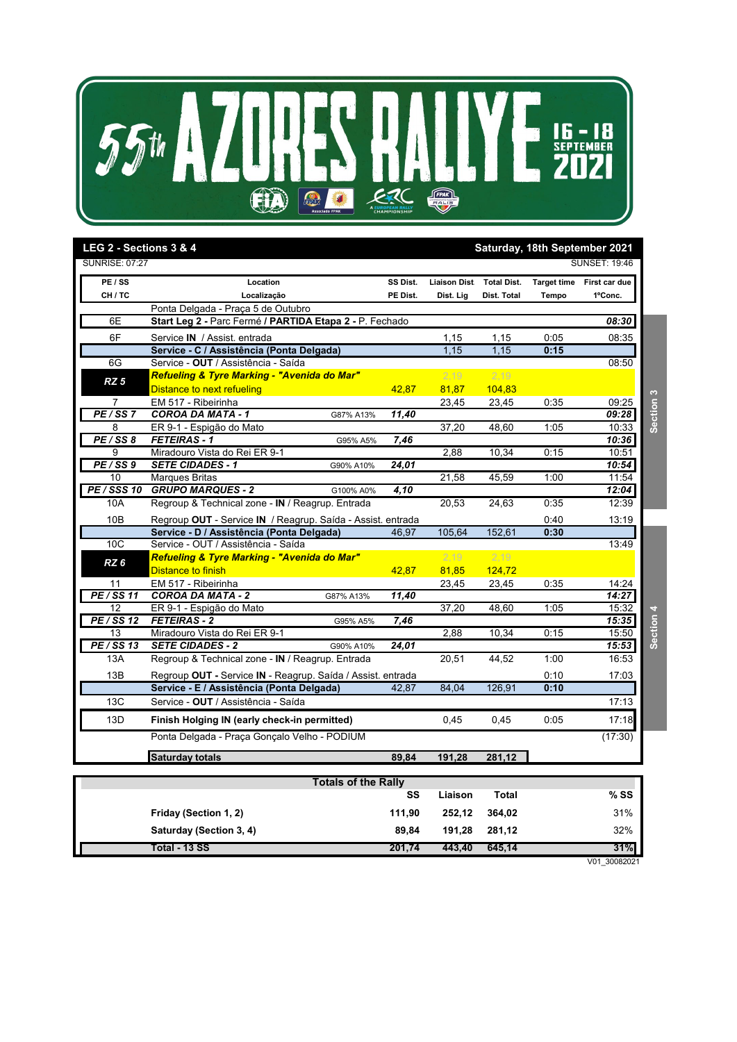# 55th AZORES RALLYE

16 - 18 SEPTEMBER 2021

## LEG 2 - Sections 3 & 4 — Saturday, 18th September 2021

SUNRISE: 07:27 — SUNSET: 19:46

| PE / SS<br>CH / TC | Location<br>Localização | | SS Dist.<br>PE Dist. | Liaison Dist<br>Dist. Lig | Total Dist.<br>Dist. Total | Target time<br>Tempo | First car due<br>1ºConc. | Section |
|---|---|---|---|---|---|---|---|---|
| | Ponta Delgada - Praça 5 de Outubro | | | | | | | |
| 6E | **Start Leg 2** - **Parc Fermé / PARTIDA Etapa 2** - P. Fechado | | | | | | ***08:30*** | Section 3 |
| 6F | Service **IN** / Assist. entrada | | | 1,15 | 1,15 | 0:05 | 08:35 | Section 3 |
| | **Service - C / Assistência (Ponta Delgada)** | | | 1,15 | 1,15 | **0:15** | | Section 3 |
| 6G | Service - **OUT** / Assistência - Saída | | | | | | 08:50 | Section 3 |
| ***RZ 5*** | ***Refueling & Tyre Marking - "Avenida do Mar"*** | | | 2,19 | 2,19 | | | Section 3 |
| | Distance to next refueling | | 42,87 | 81,87 | 104,83 | | | Section 3 |
| 7 | EM 517 - Ribeirinha | | | 23,45 | 23,45 | 0:35 | 09:25 | Section 3 |
| ***PE / SS 7*** | ***COROA DA MATA - 1*** | G87% A13% | ***11,40*** | | | | ***09:28*** | Section 3 |
| 8 | ER 9-1 - Espigão do Mato | | | 37,20 | 48,60 | 1:05 | 10:33 | Section 3 |
| ***PE / SS 8*** | ***FETEIRAS - 1*** | G95% A5% | ***7,46*** | | | | ***10:36*** | Section 3 |
| 9 | Miradouro Vista do Rei ER 9-1 | | | 2,88 | 10,34 | 0:15 | 10:51 | Section 3 |
| ***PE / SS 9*** | ***SETE CIDADES - 1*** | G90% A10% | ***24,01*** | | | | ***10:54*** | Section 3 |
| 10 | Marques Britas | | | 21,58 | 45,59 | 1:00 | 11:54 | Section 3 |
| ***PE / SSS 10*** | ***GRUPO MARQUES - 2*** | G100% A0% | ***4,10*** | | | | ***12:04*** | Section 3 |
| 10A | Regroup & Technical zone - **IN** / Reagrup. Entrada | | | 20,53 | 24,63 | 0:35 | 12:39 | Section 3 |
| 10B | Regroup **OUT** - Service **IN** / Reagrup. Saída - Assist. entrada | | | | | 0:40 | 13:19 | Section 3 |
| | **Service - D / Assistência (Ponta Delgada)** | | 46,97 | 105,64 | 152,61 | **0:30** | | Section 3 |
| 10C | Service - OUT / Assistência - Saída | | | | | | 13:49 | Section 4 |
| ***RZ 6*** | ***Refueling & Tyre Marking - "Avenida do Mar"*** | | | 2,19 | 2,19 | | | Section 4 |
| | Distance to finish | | 42,87 | 81,85 | 124,72 | | | Section 4 |
| 11 | EM 517 - Ribeirinha | | | 23,45 | 23,45 | 0:35 | 14:24 | Section 4 |
| ***PE / SS 11*** | ***COROA DA MATA - 2*** | G87% A13% | ***11,40*** | | | | ***14:27*** | Section 4 |
| 12 | ER 9-1 - Espigão do Mato | | | 37,20 | 48,60 | 1:05 | 15:32 | Section 4 |
| ***PE / SS 12*** | ***FETEIRAS - 2*** | G95% A5% | ***7,46*** | | | | ***15:35*** | Section 4 |
| 13 | Miradouro Vista do Rei ER 9-1 | | | 2,88 | 10,34 | 0:15 | 15:50 | Section 4 |
| ***PE / SS 13*** | ***SETE CIDADES - 2*** | G90% A10% | ***24,01*** | | | | ***15:53*** | Section 4 |
| 13A | Regroup & Technical zone - **IN** / Reagrup. Entrada | | | 20,51 | 44,52 | 1:00 | 16:53 | Section 4 |
| 13B | Regroup **OUT** - Service **IN** - Reagrup. Saída / Assist. entrada | | | | | 0:10 | 17:03 | Section 4 |
| | **Service - E / Assistência (Ponta Delgada)** | | 42,87 | 84,04 | 126,91 | **0:10** | | Section 4 |
| 13C | Service - **OUT** / Assistência - Saída | | | | | | 17:13 | Section 4 |
| 13D | **Finish Holging IN (early check-in permitted)** | | | 0,45 | 0,45 | 0:05 | 17:18 | Section 4 |
| | Ponta Delgada - Praça Gonçalo Velho - PODIUM | | | | | | (17:30) | Section 4 |
| | **Saturday totals** | | **89,84** | **191,28** | **281,12** | | | |

## Totals of the Rally

| | SS | Liaison | Total | % SS |
|---|---|---|---|---|
| **Friday (Section 1, 2)** | **111,90** | **252,12** | **364,02** | 31% |
| **Saturday (Section 3, 4)** | **89,84** | **191,28** | **281,12** | 32% |
| **Total - 13 SS** | **201,74** | **443,40** | **645,14** | **31%** |

V01_30082021